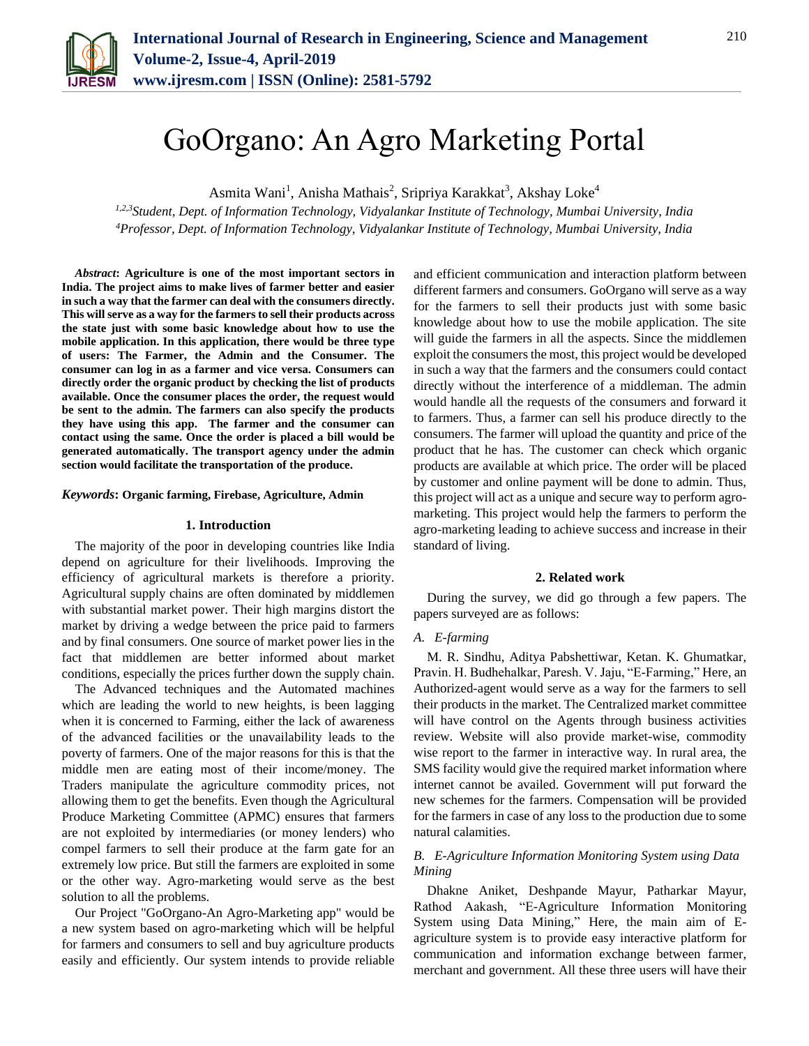# GoOrgano: An Agro Marketing Portal

Asmita Wani[1], Anisha Mathais[2], Sripriya Karakkat[3], Akshay Loke[4]

[1,2,3]*Student, Dept. of Information Technology, Vidyalankar Institute of Technology, Mumbai University, India*
[4]*Professor, Dept. of Information Technology, Vidyalankar Institute of Technology, Mumbai University, India*

***Abstract*: Agriculture is one of the most important sectors in India. The project aims to make lives of farmer better and easier in such a way that the farmer can deal with the consumers directly. This will serve as a way for the farmers to sell their products across the state just with some basic knowledge about how to use the mobile application. In this application, there would be three type of users: The Farmer, the Admin and the Consumer. The consumer can log in as a farmer and vice versa. Consumers can directly order the organic product by checking the list of products available. Once the consumer places the order, the request would be sent to the admin. The farmers can also specify the products they have using this app. The farmer and the consumer can contact using the same. Once the order is placed a bill would be generated automatically. The transport agency under the admin section would facilitate the transportation of the produce.**

***Keywords*: Organic farming, Firebase, Agriculture, Admin**

## 1. Introduction

The majority of the poor in developing countries like India depend on agriculture for their livelihoods. Improving the efficiency of agricultural markets is therefore a priority. Agricultural supply chains are often dominated by middlemen with substantial market power. Their high margins distort the market by driving a wedge between the price paid to farmers and by final consumers. One source of market power lies in the fact that middlemen are better informed about market conditions, especially the prices further down the supply chain.

The Advanced techniques and the Automated machines which are leading the world to new heights, is been lagging when it is concerned to Farming, either the lack of awareness of the advanced facilities or the unavailability leads to the poverty of farmers. One of the major reasons for this is that the middle men are eating most of their income/money. The Traders manipulate the agriculture commodity prices, not allowing them to get the benefits. Even though the Agricultural Produce Marketing Committee (APMC) ensures that farmers are not exploited by intermediaries (or money lenders) who compel farmers to sell their produce at the farm gate for an extremely low price. But still the farmers are exploited in some or the other way. Agro-marketing would serve as the best solution to all the problems.

Our Project "GoOrgano-An Agro-Marketing app" would be a new system based on agro-marketing which will be helpful for farmers and consumers to sell and buy agriculture products easily and efficiently. Our system intends to provide reliable and efficient communication and interaction platform between different farmers and consumers. GoOrgano will serve as a way for the farmers to sell their products just with some basic knowledge about how to use the mobile application. The site will guide the farmers in all the aspects. Since the middlemen exploit the consumers the most, this project would be developed in such a way that the farmers and the consumers could contact directly without the interference of a middleman. The admin would handle all the requests of the consumers and forward it to farmers. Thus, a farmer can sell his produce directly to the consumers. The farmer will upload the quantity and price of the product that he has. The customer can check which organic products are available at which price. The order will be placed by customer and online payment will be done to admin. Thus, this project will act as a unique and secure way to perform agro-marketing. This project would help the farmers to perform the agro-marketing leading to achieve success and increase in their standard of living.

## 2. Related work

During the survey, we did go through a few papers. The papers surveyed are as follows:

### *A. E-farming*

M. R. Sindhu, Aditya Pabshettiwar, Ketan. K. Ghumatkar, Pravin. H. Budhehalkar, Paresh. V. Jaju, "E-Farming," Here, an Authorized-agent would serve as a way for the farmers to sell their products in the market. The Centralized market committee will have control on the Agents through business activities review. Website will also provide market-wise, commodity wise report to the farmer in interactive way. In rural area, the SMS facility would give the required market information where internet cannot be availed. Government will put forward the new schemes for the farmers. Compensation will be provided for the farmers in case of any loss to the production due to some natural calamities.

### *B. E-Agriculture Information Monitoring System using Data Mining*

Dhakne Aniket, Deshpande Mayur, Patharkar Mayur, Rathod Aakash, "E-Agriculture Information Monitoring System using Data Mining," Here, the main aim of E-agriculture system is to provide easy interactive platform for communication and information exchange between farmer, merchant and government. All these three users will have their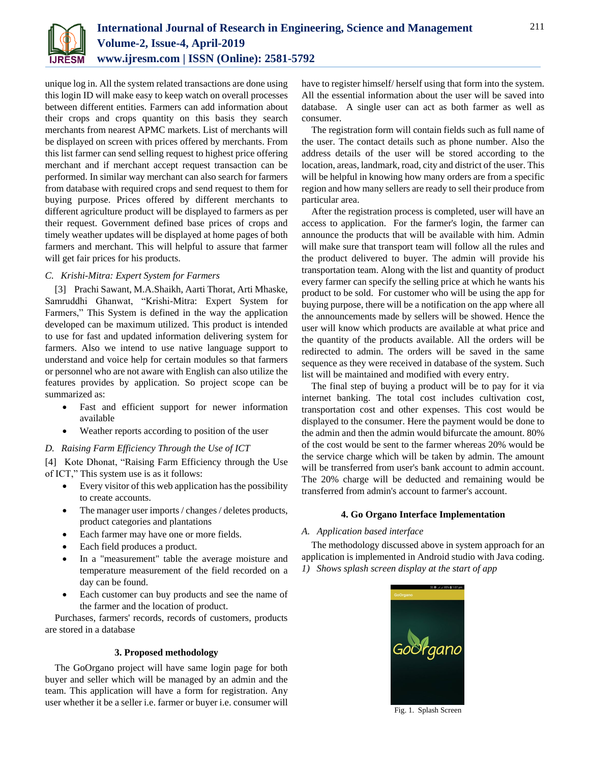unique log in. All the system related transactions are done using this login ID will make easy to keep watch on overall processes between different entities. Farmers can add information about their crops and crops quantity on this basis they search merchants from nearest APMC markets. List of merchants will be displayed on screen with prices offered by merchants. From this list farmer can send selling request to highest price offering merchant and if merchant accept request transaction can be performed. In similar way merchant can also search for farmers from database with required crops and send request to them for buying purpose. Prices offered by different merchants to different agriculture product will be displayed to farmers as per their request. Government defined base prices of crops and timely weather updates will be displayed at home pages of both farmers and merchant. This will helpful to assure that farmer will get fair prices for his products.

### *C. Krishi-Mitra: Expert System for Farmers*

[3] Prachi Sawant, M.A.Shaikh, Aarti Thorat, Arti Mhaske, Samruddhi Ghanwat, "Krishi-Mitra: Expert System for Farmers," This System is defined in the way the application developed can be maximum utilized. This product is intended to use for fast and updated information delivering system for farmers. Also we intend to use native language support to understand and voice help for certain modules so that farmers or personnel who are not aware with English can also utilize the features provides by application. So project scope can be summarized as:

- Fast and efficient support for newer information available
- Weather reports according to position of the user

### *D. Raising Farm Efficiency Through the Use of ICT*

[4] Kote Dhonat, "Raising Farm Efficiency through the Use of ICT," This system use is as it follows:

- Every visitor of this web application has the possibility to create accounts.
- The manager user imports / changes / deletes products, product categories and plantations
- Each farmer may have one or more fields.
- Each field produces a product.
- In a "measurement" table the average moisture and temperature measurement of the field recorded on a day can be found.
- Each customer can buy products and see the name of the farmer and the location of product.

Purchases, farmers' records, records of customers, products are stored in a database

## 3. Proposed methodology

The GoOrgano project will have same login page for both buyer and seller which will be managed by an admin and the team. This application will have a form for registration. Any user whether it be a seller i.e. farmer or buyer i.e. consumer will have to register himself/ herself using that form into the system. All the essential information about the user will be saved into database. A single user can act as both farmer as well as consumer.

The registration form will contain fields such as full name of the user. The contact details such as phone number. Also the address details of the user will be stored according to the location, areas, landmark, road, city and district of the user. This will be helpful in knowing how many orders are from a specific region and how many sellers are ready to sell their produce from particular area.

After the registration process is completed, user will have an access to application. For the farmer's login, the farmer can announce the products that will be available with him. Admin will make sure that transport team will follow all the rules and the product delivered to buyer. The admin will provide his transportation team. Along with the list and quantity of product every farmer can specify the selling price at which he wants his product to be sold. For customer who will be using the app for buying purpose, there will be a notification on the app where all the announcements made by sellers will be showed. Hence the user will know which products are available at what price and the quantity of the products available. All the orders will be redirected to admin. The orders will be saved in the same sequence as they were received in database of the system. Such list will be maintained and modified with every entry.

The final step of buying a product will be to pay for it via internet banking. The total cost includes cultivation cost, transportation cost and other expenses. This cost would be displayed to the consumer. Here the payment would be done to the admin and then the admin would bifurcate the amount. 80% of the cost would be sent to the farmer whereas 20% would be the service charge which will be taken by admin. The amount will be transferred from user's bank account to admin account. The 20% charge will be deducted and remaining would be transferred from admin's account to farmer's account.

## 4. Go Organo Interface Implementation

### *A. Application based interface*

The methodology discussed above in system approach for an application is implemented in Android studio with Java coding.

*1) Shows splash screen display at the start of app*

Fig. 1. Splash Screen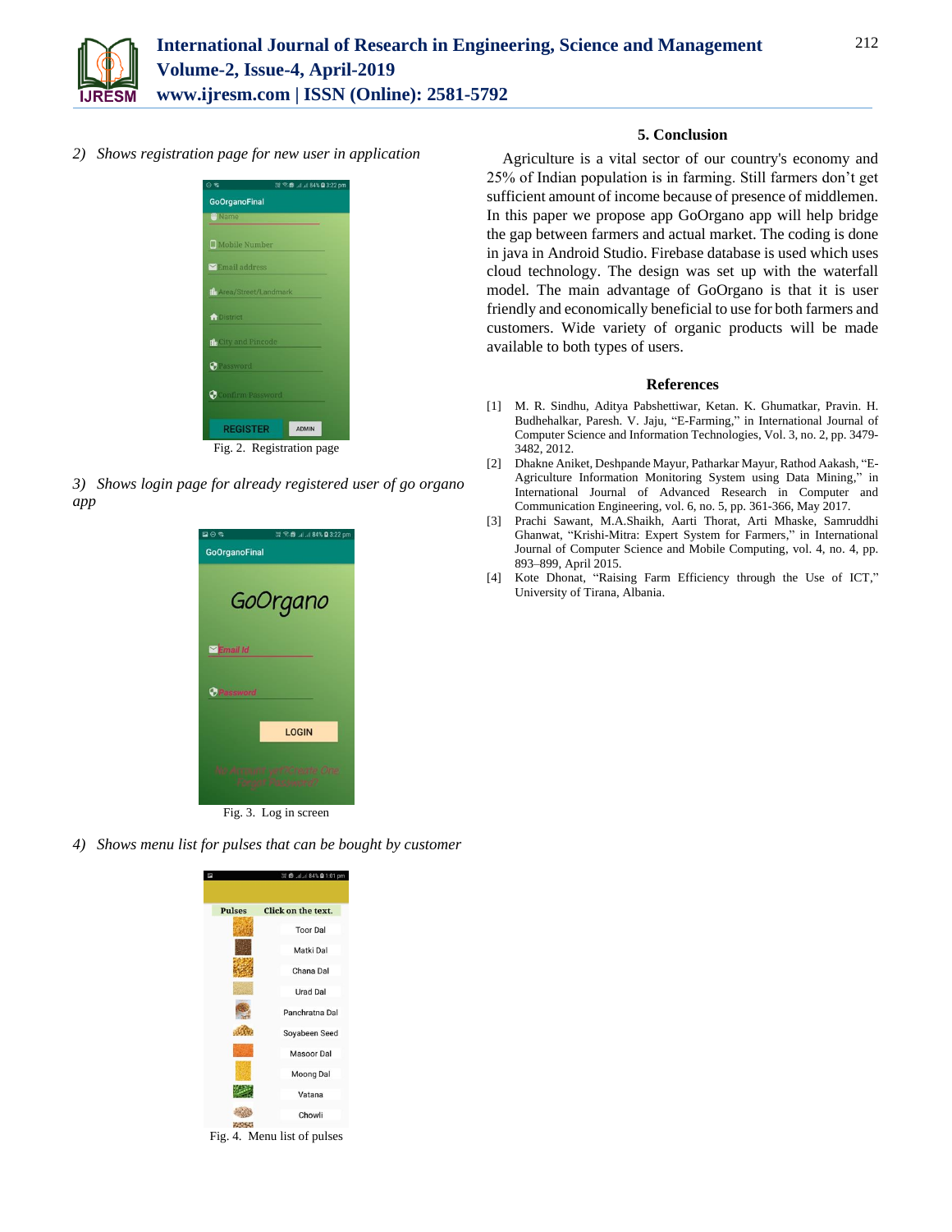2) *Shows registration page for new user in application*

Fig. 2. Registration page

3) *Shows login page for already registered user of go organo app*

Fig. 3. Log in screen

4) *Shows menu list for pulses that can be bought by customer*

Fig. 4. Menu list of pulses

## 5. Conclusion

Agriculture is a vital sector of our country's economy and 25% of Indian population is in farming. Still farmers don't get sufficient amount of income because of presence of middlemen. In this paper we propose app GoOrgano app will help bridge the gap between farmers and actual market. The coding is done in java in Android Studio. Firebase database is used which uses cloud technology. The design was set up with the waterfall model. The main advantage of GoOrgano is that it is user friendly and economically beneficial to use for both farmers and customers. Wide variety of organic products will be made available to both types of users.

## References

[1] M. R. Sindhu, Aditya Pabshettiwar, Ketan. K. Ghumatkar, Pravin. H. Budhehalkar, Paresh. V. Jaju, "E-Farming," in International Journal of Computer Science and Information Technologies, Vol. 3, no. 2, pp. 3479-3482, 2012.

[2] Dhakne Aniket, Deshpande Mayur, Patharkar Mayur, Rathod Aakash, "E-Agriculture Information Monitoring System using Data Mining," in International Journal of Advanced Research in Computer and Communication Engineering, vol. 6, no. 5, pp. 361-366, May 2017.

[3] Prachi Sawant, M.A.Shaikh, Aarti Thorat, Arti Mhaske, Samruddhi Ghanwat, "Krishi-Mitra: Expert System for Farmers," in International Journal of Computer Science and Mobile Computing, vol. 4, no. 4, pp. 893–899, April 2015.

[4] Kote Dhonat, "Raising Farm Efficiency through the Use of ICT," University of Tirana, Albania.